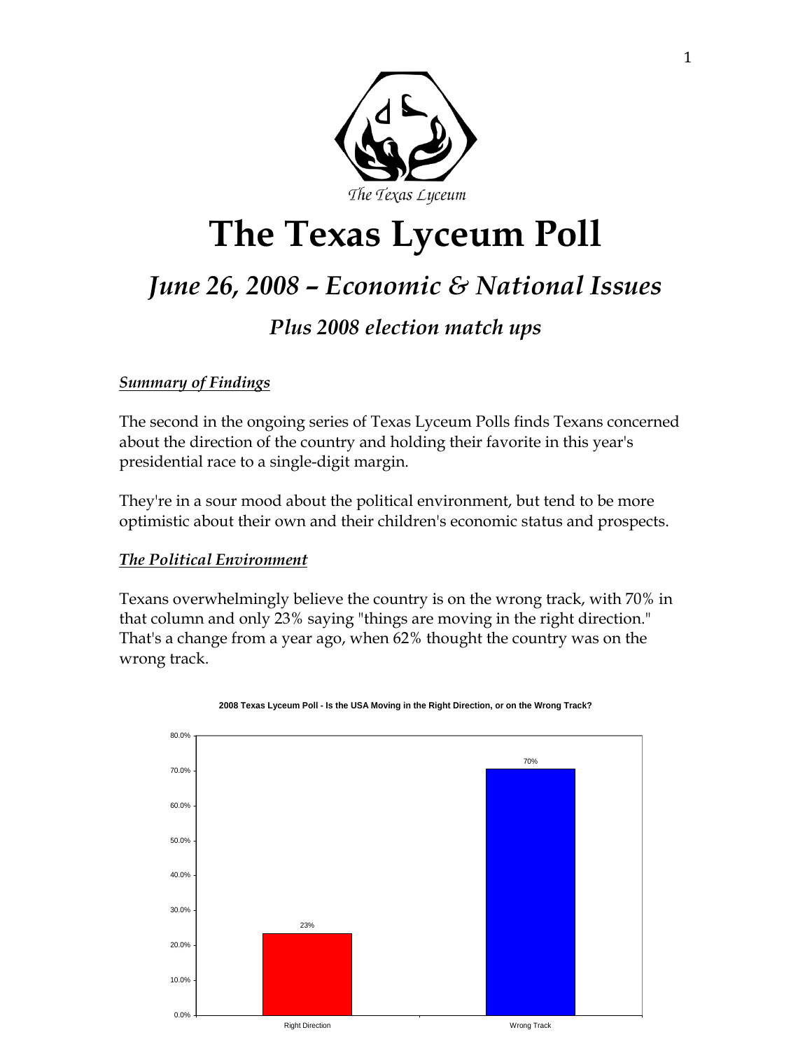The Texas Lyceum

# The Texas Lyceum Poll

## *June 26, 2008 – Economic & National Issues*

### *Plus 2008 election match ups*

***Summary of Findings***

The second in the ongoing series of Texas Lyceum Polls finds Texans concerned about the direction of the country and holding their favorite in this year's presidential race to a single-digit margin.

They're in a sour mood about the political environment, but tend to be more optimistic about their own and their children's economic status and prospects.

***The Political Environment***

Texans overwhelmingly believe the country is on the wrong track, with 70% in that column and only 23% saying "things are moving in the right direction." That's a change from a year ago, when 62% thought the country was on the wrong track.

**2008 Texas Lyceum Poll - Is the USA Moving in the Right Direction, or on the Wrong Track?**

| Response | Percent |
|---|---|
| Right Direction | 23% |
| Wrong Track | 70% |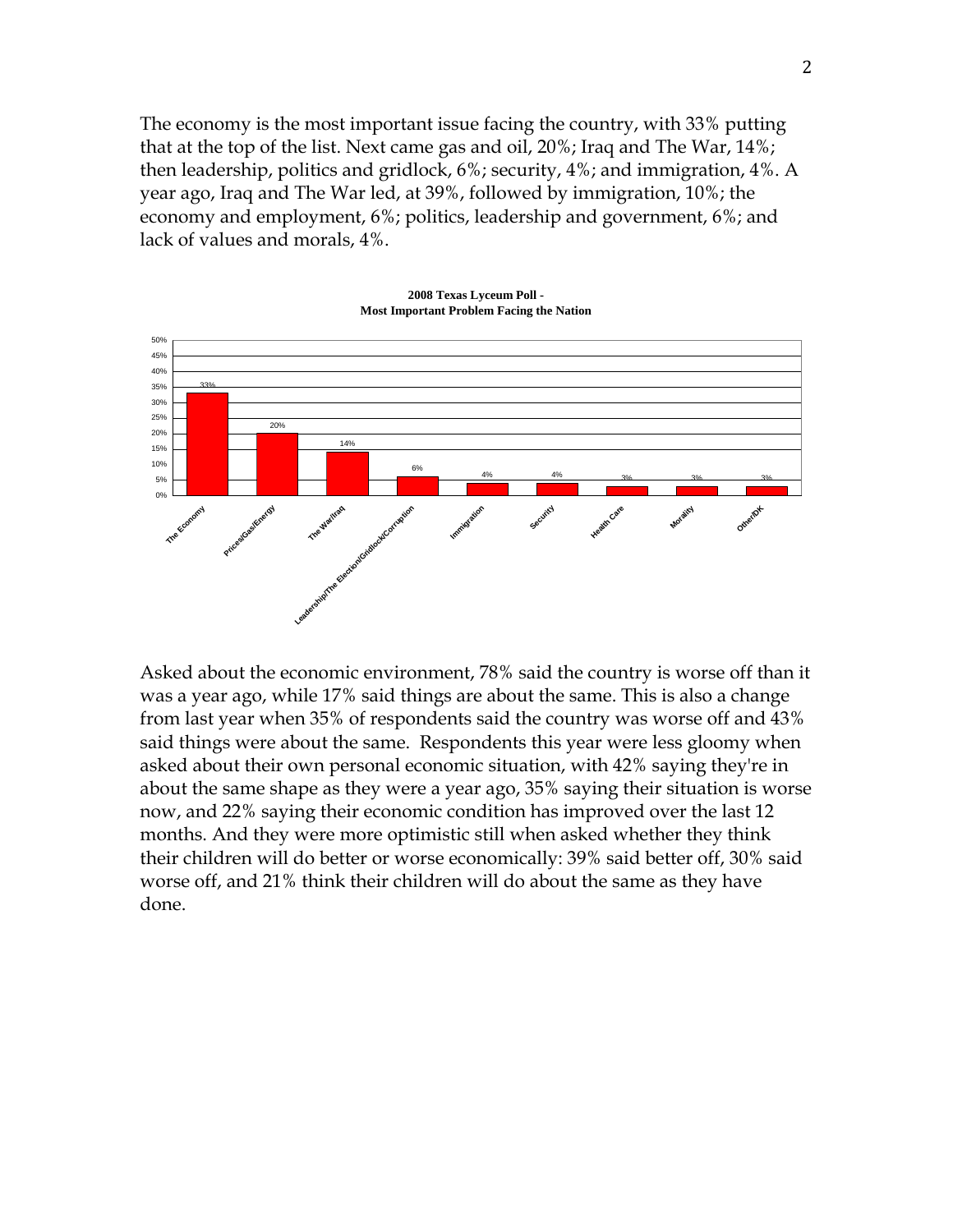The economy is the most important issue facing the country, with 33% putting that at the top of the list. Next came gas and oil, 20%; Iraq and The War, 14%; then leadership, politics and gridlock, 6%; security, 4%; and immigration, 4%. A year ago, Iraq and The War led, at 39%, followed by immigration, 10%; the economy and employment, 6%; politics, leadership and government, 6%; and lack of values and morals, 4%.

**2008 Texas Lyceum Poll - Most Important Problem Facing the Nation**

| Problem | Percent |
| --- | --- |
| The Economy | 33% |
| Prices/Gas/Energy | 20% |
| The War/Iraq | 14% |
| Leadership/The Election/Gridlock/Corruption | 6% |
| Immigration | 4% |
| Security | 4% |
| Health Care | 3% |
| Morality | 3% |
| Other/DK | 3% |

Asked about the economic environment, 78% said the country is worse off than it was a year ago, while 17% said things are about the same. This is also a change from last year when 35% of respondents said the country was worse off and 43% said things were about the same. Respondents this year were less gloomy when asked about their own personal economic situation, with 42% saying they're in about the same shape as they were a year ago, 35% saying their situation is worse now, and 22% saying their economic condition has improved over the last 12 months. And they were more optimistic still when asked whether they think their children will do better or worse economically: 39% said better off, 30% said worse off, and 21% think their children will do about the same as they have done.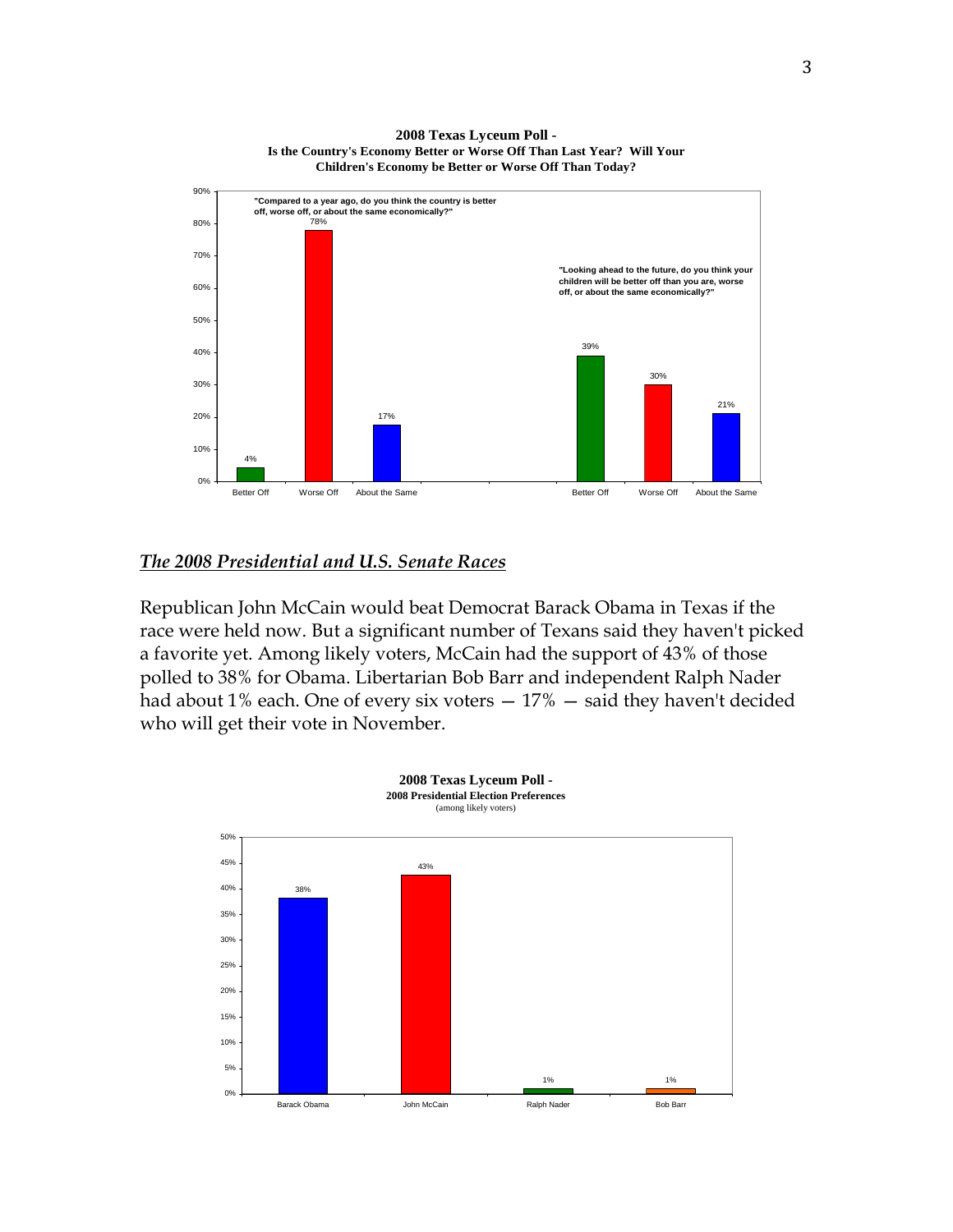**2008 Texas Lyceum Poll -**
**Is the Country's Economy Better or Worse Off Than Last Year? Will Your Children's Economy be Better or Worse Off Than Today?**

"Compared to a year ago, do you think the country is better off, worse off, or about the same economically?"

| Better Off | Worse Off | About the Same |
|---|---|---|
| 4% | 78% | 17% |

"Looking ahead to the future, do you think your children will be better off than you are, worse off, or about the same economically?"

| Better Off | Worse Off | About the Same |
|---|---|---|
| 39% | 30% | 21% |

## *The 2008 Presidential and U.S. Senate Races*

Republican John McCain would beat Democrat Barack Obama in Texas if the race were held now. But a significant number of Texans said they haven't picked a favorite yet. Among likely voters, McCain had the support of 43% of those polled to 38% for Obama. Libertarian Bob Barr and independent Ralph Nader had about 1% each. One of every six voters — 17% — said they haven't decided who will get their vote in November.

**2008 Texas Lyceum Poll -**
**2008 Presidential Election Preferences**
(among likely voters)

| Barack Obama | John McCain | Ralph Nader | Bob Barr |
|---|---|---|---|
| 38% | 43% | 1% | 1% |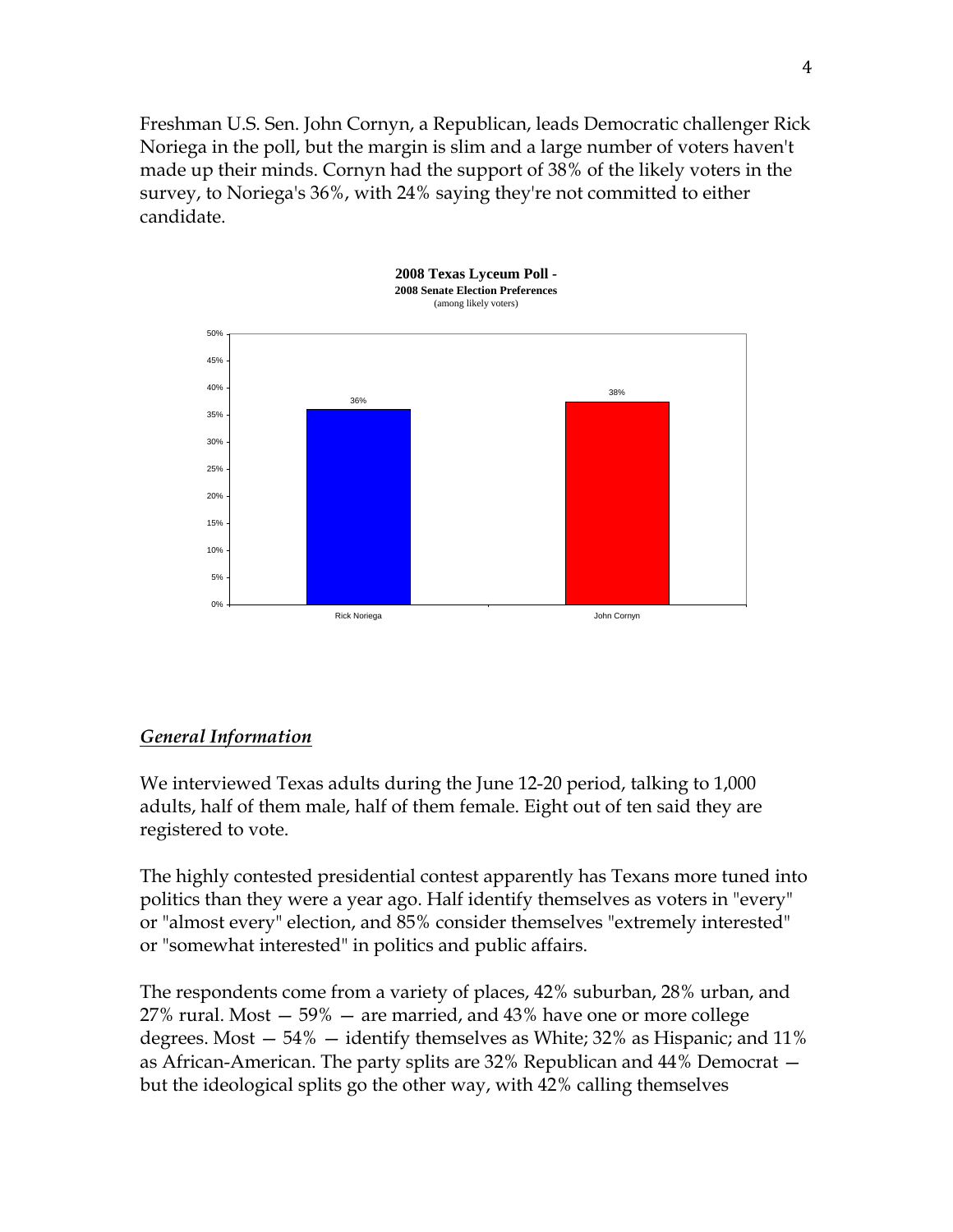Freshman U.S. Sen. John Cornyn, a Republican, leads Democratic challenger Rick Noriega in the poll, but the margin is slim and a large number of voters haven't made up their minds. Cornyn had the support of 38% of the likely voters in the survey, to Noriega's 36%, with 24% saying they're not committed to either candidate.

**2008 Texas Lyceum Poll -**
**2008 Senate Election Preferences**
(among likely voters)

| Candidate | Percent |
|---|---|
| Rick Noriega | 36% |
| John Cornyn | 38% |

## *General Information*

We interviewed Texas adults during the June 12-20 period, talking to 1,000 adults, half of them male, half of them female. Eight out of ten said they are registered to vote.

The highly contested presidential contest apparently has Texans more tuned into politics than they were a year ago. Half identify themselves as voters in "every" or "almost every" election, and 85% consider themselves "extremely interested" or "somewhat interested" in politics and public affairs.

The respondents come from a variety of places, 42% suburban, 28% urban, and 27% rural. Most — 59% — are married, and 43% have one or more college degrees. Most — 54% — identify themselves as White; 32% as Hispanic; and 11% as African-American. The party splits are 32% Republican and 44% Democrat — but the ideological splits go the other way, with 42% calling themselves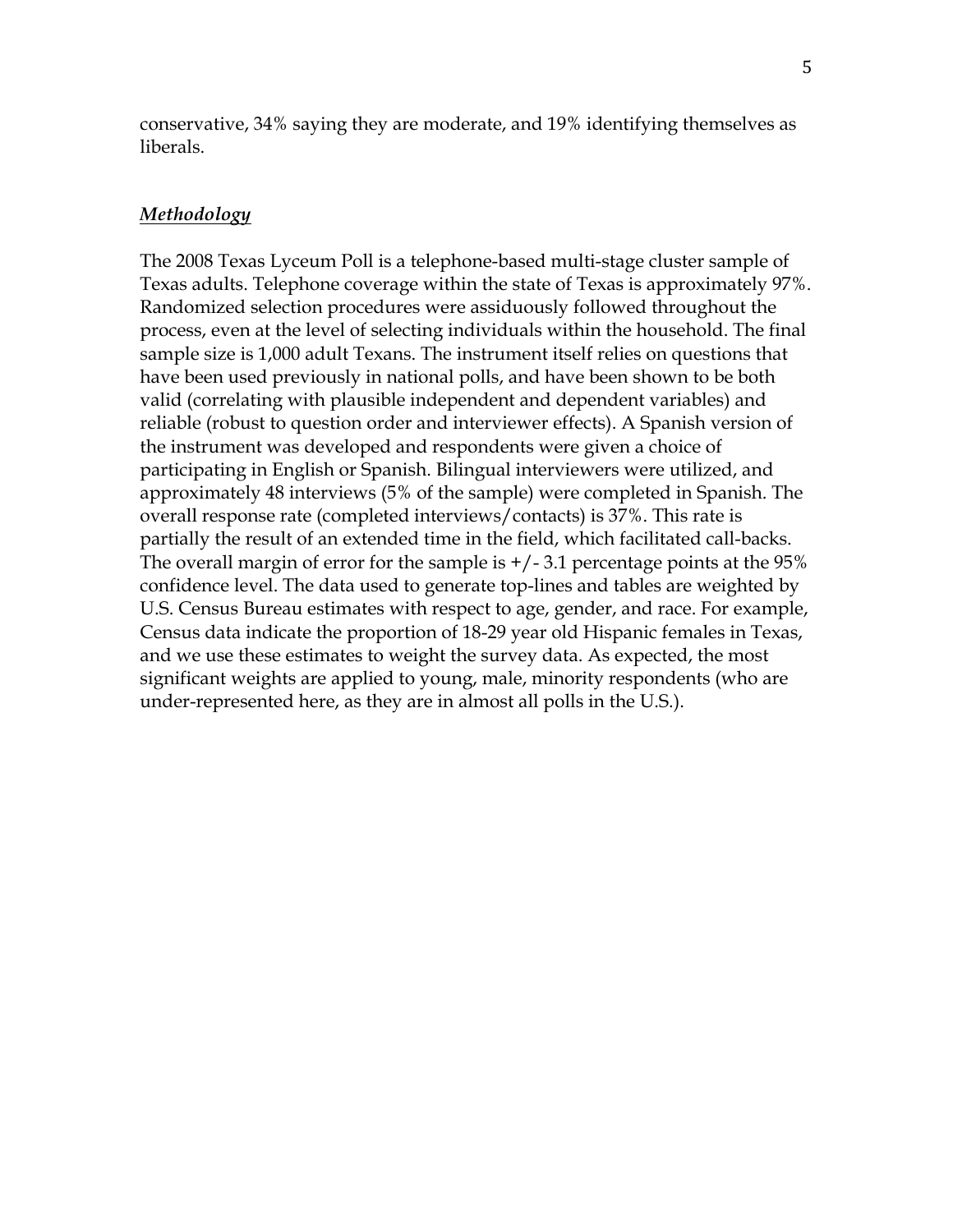conservative, 34% saying they are moderate, and 19% identifying themselves as liberals.

### ***Methodology***

The 2008 Texas Lyceum Poll is a telephone-based multi-stage cluster sample of Texas adults. Telephone coverage within the state of Texas is approximately 97%. Randomized selection procedures were assiduously followed throughout the process, even at the level of selecting individuals within the household. The final sample size is 1,000 adult Texans. The instrument itself relies on questions that have been used previously in national polls, and have been shown to be both valid (correlating with plausible independent and dependent variables) and reliable (robust to question order and interviewer effects). A Spanish version of the instrument was developed and respondents were given a choice of participating in English or Spanish. Bilingual interviewers were utilized, and approximately 48 interviews (5% of the sample) were completed in Spanish. The overall response rate (completed interviews/contacts) is 37%. This rate is partially the result of an extended time in the field, which facilitated call-backs. The overall margin of error for the sample is +/- 3.1 percentage points at the 95% confidence level. The data used to generate top-lines and tables are weighted by U.S. Census Bureau estimates with respect to age, gender, and race. For example, Census data indicate the proportion of 18-29 year old Hispanic females in Texas, and we use these estimates to weight the survey data. As expected, the most significant weights are applied to young, male, minority respondents (who are under-represented here, as they are in almost all polls in the U.S.).